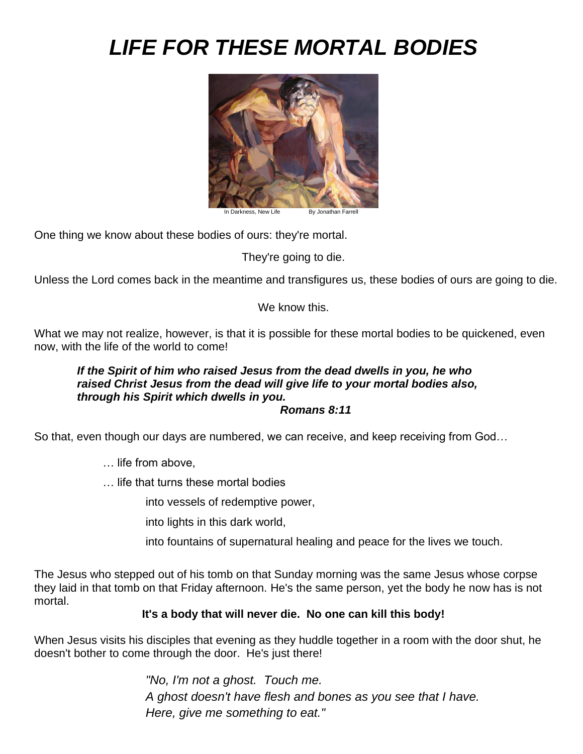# *LIFE FOR THESE MORTAL BODIES*

In Darkness, New Life By Jonathan Farrell

One thing we know about these bodies of ours: they're mortal.

They're going to die.

Unless the Lord comes back in the meantime and transfigures us, these bodies of ours are going to die.

We know this.

What we may not realize, however, is that it is possible for these mortal bodies to be quickened, even now, with the life of the world to come!

> ***If the Spirit of him who raised Jesus from the dead dwells in you, he who raised Christ Jesus from the dead will give life to your mortal bodies also, through his Spirit which dwells in you.***
> ***Romans 8:11***

So that, even though our days are numbered, we can receive, and keep receiving from God…

… life from above,

… life that turns these mortal bodies

into vessels of redemptive power,

into lights in this dark world,

into fountains of supernatural healing and peace for the lives we touch.

The Jesus who stepped out of his tomb on that Sunday morning was the same Jesus whose corpse they laid in that tomb on that Friday afternoon. He's the same person, yet the body he now has is not mortal.

**It's a body that will never die. No one can kill this body!**

When Jesus visits his disciples that evening as they huddle together in a room with the door shut, he doesn't bother to come through the door. He's just there!

> *"No, I'm not a ghost. Touch me.*
> *A ghost doesn't have flesh and bones as you see that I have.*
> *Here, give me something to eat."*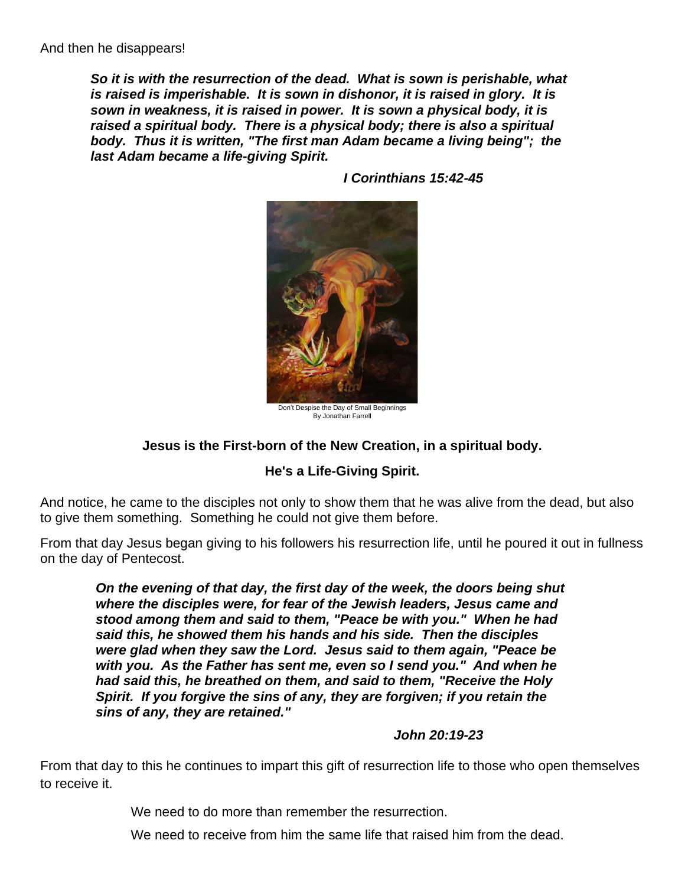And then he disappears!

> ***So it is with the resurrection of the dead. What is sown is perishable, what is raised is imperishable. It is sown in dishonor, it is raised in glory. It is sown in weakness, it is raised in power. It is sown a physical body, it is raised a spiritual body. There is a physical body; there is also a spiritual body. Thus it is written, "The first man Adam became a living being"; the last Adam became a life-giving Spirit.***
>
> ***I Corinthians 15:42-45***

Don't Despise the Day of Small Beginnings
By Jonathan Farrell

**Jesus is the First-born of the New Creation, in a spiritual body.**

**He's a Life-Giving Spirit.**

And notice, he came to the disciples not only to show them that he was alive from the dead, but also to give them something. Something he could not give them before.

From that day Jesus began giving to his followers his resurrection life, until he poured it out in fullness on the day of Pentecost.

> ***On the evening of that day, the first day of the week, the doors being shut where the disciples were, for fear of the Jewish leaders, Jesus came and stood among them and said to them, "Peace be with you." When he had said this, he showed them his hands and his side. Then the disciples were glad when they saw the Lord. Jesus said to them again, "Peace be with you. As the Father has sent me, even so I send you." And when he had said this, he breathed on them, and said to them, "Receive the Holy Spirit. If you forgive the sins of any, they are forgiven; if you retain the sins of any, they are retained."***
>
> ***John 20:19-23***

From that day to this he continues to impart this gift of resurrection life to those who open themselves to receive it.

We need to do more than remember the resurrection.

We need to receive from him the same life that raised him from the dead.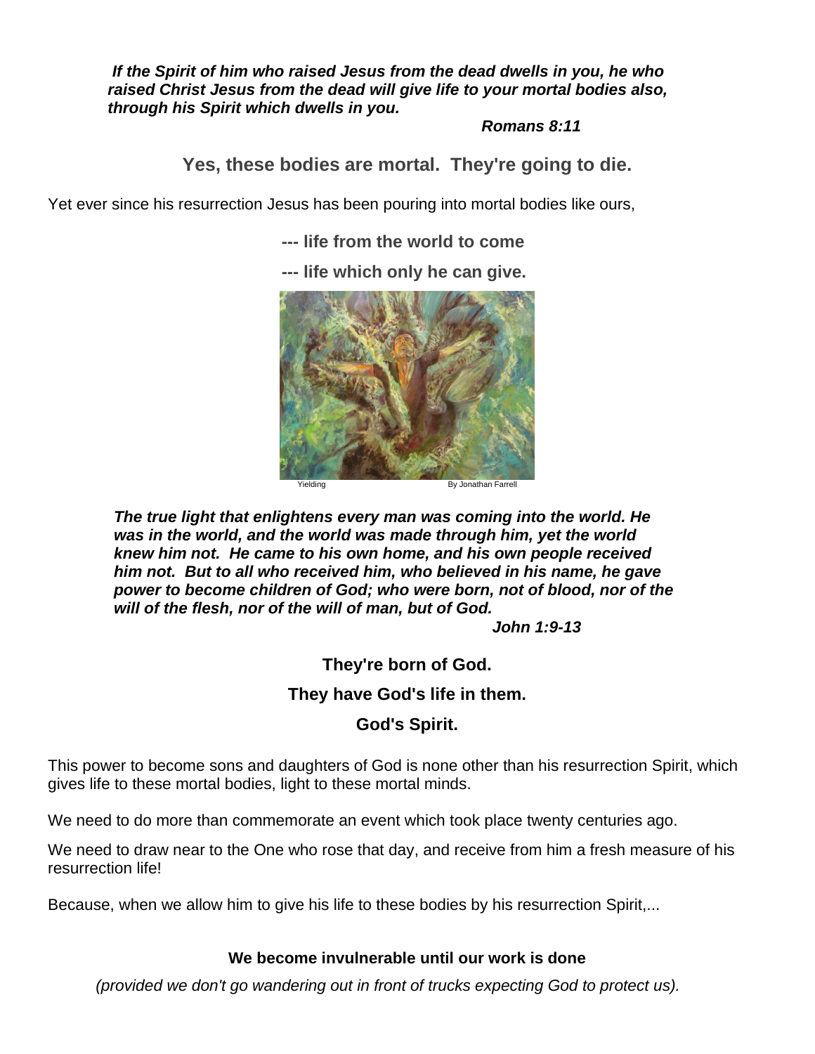***If the Spirit of him who raised Jesus from the dead dwells in you, he who raised Christ Jesus from the dead will give life to your mortal bodies also, through his Spirit which dwells in you.***

***Romans 8:11***

**Yes, these bodies are mortal. They're going to die.**

Yet ever since his resurrection Jesus has been pouring into mortal bodies like ours,

**--- life from the world to come**

**--- life which only he can give.**

Yielding By Jonathan Farrell

***The true light that enlightens every man was coming into the world. He was in the world, and the world was made through him, yet the world knew him not. He came to his own home, and his own people received him not. But to all who received him, who believed in his name, he gave power to become children of God; who were born, not of blood, nor of the will of the flesh, nor of the will of man, but of God.***

***John 1:9-13***

**They're born of God.**

**They have God's life in them.**

**God's Spirit.**

This power to become sons and daughters of God is none other than his resurrection Spirit, which gives life to these mortal bodies, light to these mortal minds.

We need to do more than commemorate an event which took place twenty centuries ago.

We need to draw near to the One who rose that day, and receive from him a fresh measure of his resurrection life!

Because, when we allow him to give his life to these bodies by his resurrection Spirit,...

**We become invulnerable until our work is done**

*(provided we don't go wandering out in front of trucks expecting God to protect us).*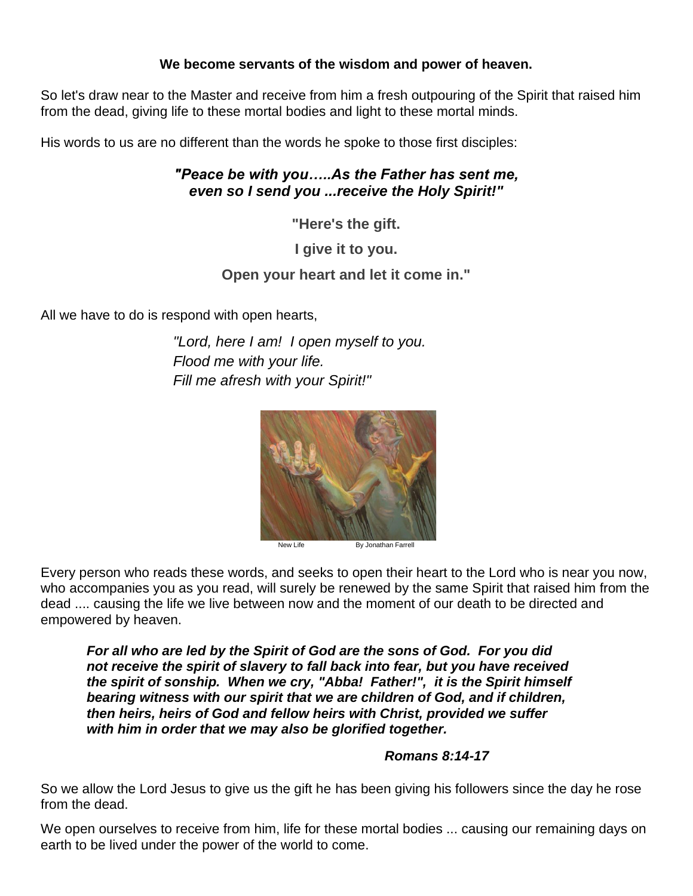**We become servants of the wisdom and power of heaven.**

So let's draw near to the Master and receive from him a fresh outpouring of the Spirit that raised him from the dead, giving life to these mortal bodies and light to these mortal minds.

His words to us are no different than the words he spoke to those first disciples:

***"Peace be with you…..As the Father has sent me, even so I send you ...receive the Holy Spirit!"***

**"Here's the gift.**

**I give it to you.**

**Open your heart and let it come in."**

All we have to do is respond with open hearts,

*"Lord, here I am! I open myself to you.*
*Flood me with your life.*
*Fill me afresh with your Spirit!"*

New Life By Jonathan Farrell

Every person who reads these words, and seeks to open their heart to the Lord who is near you now, who accompanies you as you read, will surely be renewed by the same Spirit that raised him from the dead .... causing the life we live between now and the moment of our death to be directed and empowered by heaven.

> ***For all who are led by the Spirit of God are the sons of God. For you did not receive the spirit of slavery to fall back into fear, but you have received the spirit of sonship. When we cry, "Abba! Father!", it is the Spirit himself bearing witness with our spirit that we are children of God, and if children, then heirs, heirs of God and fellow heirs with Christ, provided we suffer with him in order that we may also be glorified together.***
>
> ***Romans 8:14-17***

So we allow the Lord Jesus to give us the gift he has been giving his followers since the day he rose from the dead.

We open ourselves to receive from him, life for these mortal bodies ... causing our remaining days on earth to be lived under the power of the world to come.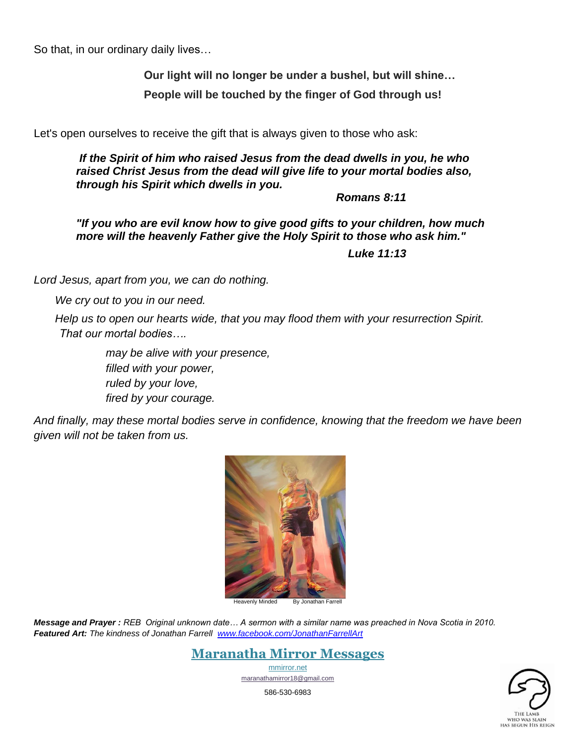So that, in our ordinary daily lives…

**Our light will no longer be under a bushel, but will shine…**

**People will be touched by the finger of God through us!**

Let's open ourselves to receive the gift that is always given to those who ask:

> ***If the Spirit of him who raised Jesus from the dead dwells in you, he who raised Christ Jesus from the dead will give life to your mortal bodies also, through his Spirit which dwells in you.***
>
> ***Romans 8:11***

> ***"If you who are evil know how to give good gifts to your children, how much more will the heavenly Father give the Holy Spirit to those who ask him."***
>
> ***Luke 11:13***

*Lord Jesus, apart from you, we can do nothing.*

*We cry out to you in our need.*

*Help us to open our hearts wide, that you may flood them with your resurrection Spirit. That our mortal bodies….*

*may be alive with your presence,*
*filled with your power,*
*ruled by your love,*
*fired by your courage.*

*And finally, may these mortal bodies serve in confidence, knowing that the freedom we have been given will not be taken from us.*

Heavenly Minded By Jonathan Farrell

***Message and Prayer :*** *REB Original unknown date… A sermon with a similar name was preached in Nova Scotia in 2010.*
***Featured Art:*** *The kindness of Jonathan Farrell [www.facebook.com/JonathanFarrellArt](www.facebook.com/JonathanFarrellArt)*

## Maranatha Mirror Messages

mmirror.net

maranathamirror18@gmail.com

586-530-6983

THE LAMB WHO WAS SLAIN HAS BEGUN HIS REIGN